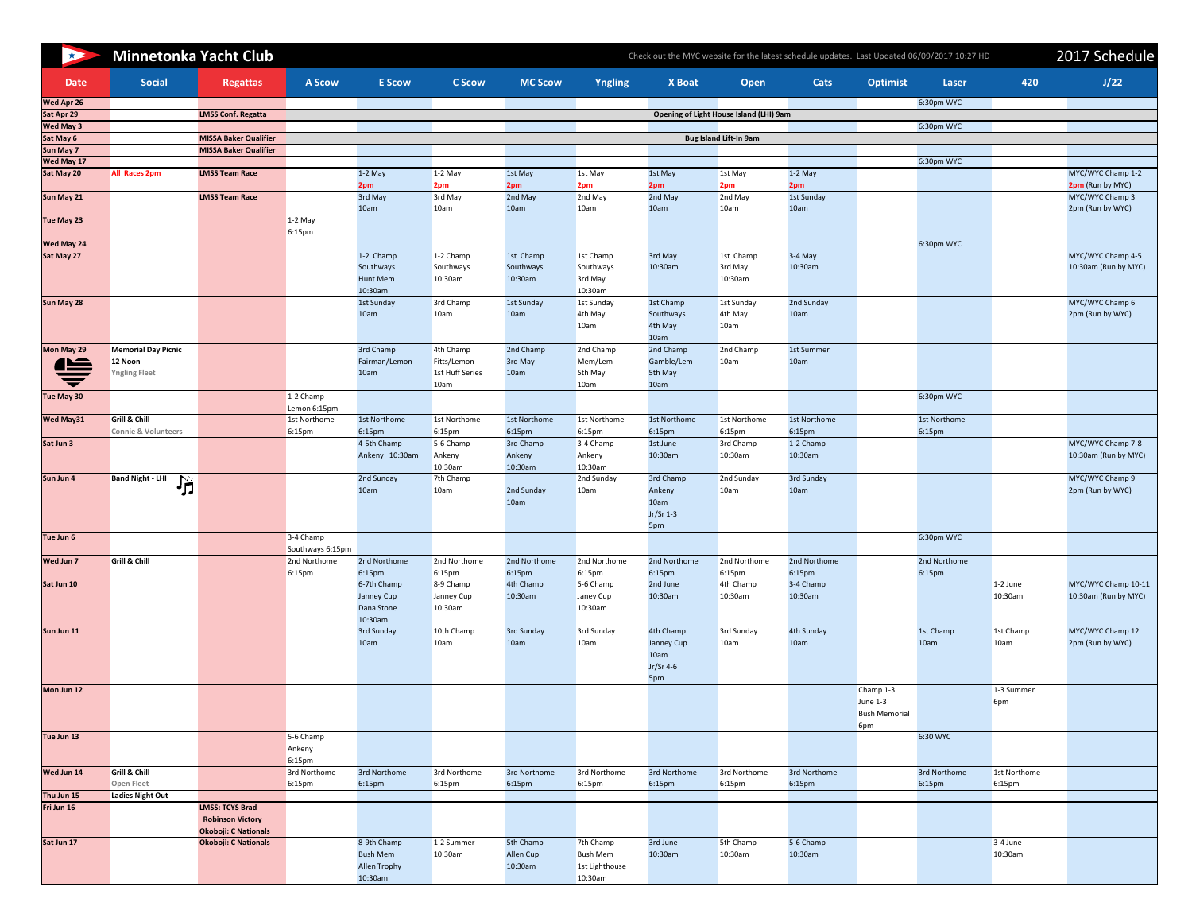# Minnetonka Yacht Club 2017 Schedule

Check out the MYC website for the latest schedule updates. Last Updated 06/09/2017 10:27 HD

| Date | Social | Regattas | A Scow | E Scow | C Scow | MC Scow | Yngling | X Boat | Open | Cats | Optimist | Laser | 420 | J/22 |
|---|---|---|---|---|---|---|---|---|---|---|---|---|---|---|
| Wed Apr 26 | | | | | | | | | | | | 6:30pm WYC | | |
| Sat Apr 29 | | LMSS Conf. Regatta | Opening of Light House Island (LHI) 9am | | | | | | | | | | | |
| Wed May 3 | | | | | | | | | | | | 6:30pm WYC | | |
| Sat May 6 | | MISSA Baker Qualifier | Bug Island Lift-In 9am | | | | | | | | | | | |
| Sun May 7 | | MISSA Baker Qualifier | | | | | | | | | | | | |
| Wed May 17 | | | | | | | | | | | | 6:30pm WYC | | |
| Sat May 20 | All Races 2pm | LMSS Team Race | | 1-2 May 2pm | 1-2 May 2pm | 1st May 2pm | 1st May 2pm | 1st May 2pm | 1st May 2pm | 1-2 May 2pm | | | | MYC/WYC Champ 1-2 2pm (Run by MYC) |
| Sun May 21 | | LMSS Team Race | | 3rd May 10am | 3rd May 10am | 2nd May 10am | 2nd May 10am | 2nd May 10am | 2nd May 10am | 1st Sunday 10am | | | | MYC/WYC Champ 3 2pm (Run by WYC) |
| Tue May 23 | | | 1-2 May 6:15pm | | | | | | | | | | | |
| Wed May 24 | | | | | | | | | | | | 6:30pm WYC | | |
| Sat May 27 | | | | 1-2 Champ Southways Hunt Mem 10:30am | 1-2 Champ 10:30am | 1st Champ Southways 10:30am | 1st Champ Southways 3rd May 10:30am | 3rd May 10:30am | 1st Champ 3rd May 10:30am | 3-4 May 10:30am | | | | MYC/WYC Champ 4-5 10:30am (Run by MYC) |
| Sun May 28 | | | | 1st Sunday 10am | 3rd Champ 10am | 1st Sunday 10am | 1st Sunday 4th May 10am | 1st Champ Southways 4th May 10am | 1st Sunday 4th May 10am | 2nd Sunday 10am | | | | MYC/WYC Champ 6 2pm (Run by WYC) |
| Mon May 29 | Memorial Day Picnic 12 Noon Yngling Fleet | | | 3rd Champ Fairman/Lemon 10am | 4th Champ Fitts/Lemon 1st Huff Series 10am | 2nd Champ 3rd May 10am | 2nd Champ Mem/Lem 5th May 10am | 2nd Champ Gamble/Lem 5th May 10am | 2nd Champ 10am | 1st Summer 10am | | | | |
| Tue May 30 | | | 1-2 Champ Lemon 6:15pm | | | | | | | | | 6:30pm WYC | | |
| Wed May31 | Grill & Chill Connie & Volunteers | | 1st Northome 6:15pm | 1st Northome 6:15pm | 1st Northome 6:15pm | 1st Northome 6:15pm | 1st Northome 6:15pm | 1st Northome 6:15pm | 1st Northome 6:15pm | 1st Northome 6:15pm | | 1st Northome 6:15pm | | |
| Sat Jun 3 | | | | 4-5th Champ Ankeny 10:30am | 5-6 Champ Ankeny 10:30am | 3rd Champ Ankeny 10:30am | 3-4 Champ Ankeny 10:30am | 1st June 10:30am | 3rd Champ 10:30am | 1-2 Champ 10:30am | | | | MYC/WYC Champ 7-8 10:30am (Run by MYC) |
| Sun Jun 4 | Band Night - LHI | | | 2nd Sunday 10am | 7th Champ 10am | 2nd Sunday 10am | 2nd Sunday 10am | 3rd Champ Ankeny 10am Jr/Sr 1-3 5pm | 2nd Sunday 10am | 3rd Sunday 10am | | | | MYC/WYC Champ 9 2pm (Run by WYC) |
| Tue Jun 6 | | | 3-4 Champ Southways 6:15pm | | | | | | | | | 6:30pm WYC | | |
| Wed Jun 7 | Grill & Chill | | 2nd Northome 6:15pm | 2nd Northome 6:15pm | 2nd Northome 6:15pm | 2nd Northome 6:15pm | 2nd Northome 6:15pm | 2nd Northome 6:15pm | 2nd Northome 6:15pm | 2nd Northome 6:15pm | | 2nd Northome 6:15pm | | |
| Sat Jun 10 | | | | 6-7th Champ Janney Cup Dana Stone 10:30am | 8-9 Champ Janney Cup 10:30am | 4th Champ 10:30am | 5-6 Champ Janey Cup 10:30am | 2nd June 10:30am | 4th Champ 10:30am | 3-4 Champ 10:30am | | | 1-2 June 10:30am | MYC/WYC Champ 10-11 10:30am (Run by MYC) |
| Sun Jun 11 | | | | 3rd Sunday 10am | 10th Champ 10am | 3rd Sunday 10am | 3rd Sunday 10am | 4th Champ Janney Cup 10am Jr/Sr 4-6 5pm | 3rd Sunday 10am | 4th Sunday 10am | | 1st Champ 10am | 1st Champ 10am | MYC/WYC Champ 12 2pm (Run by WYC) |
| Mon Jun 12 | | | | | | | | | | | Champ 1-3 June 1-3 Bush Memorial 6pm | | 1-3 Summer 6pm | |
| Tue Jun 13 | | | 5-6 Champ Ankeny 6:15pm | | | | | | | | | 6:30 WYC | | |
| Wed Jun 14 | Grill & Chill Open Fleet | | 3rd Northome 6:15pm | 3rd Northome 6:15pm | 3rd Northome 6:15pm | 3rd Northome 6:15pm | 3rd Northome 6:15pm | 3rd Northome 6:15pm | 3rd Northome 6:15pm | 3rd Northome 6:15pm | | 3rd Northome 6:15pm | 1st Northome 6:15pm | |
| Thu Jun 15 | Ladies Night Out | | | | | | | | | | | | | |
| Fri Jun 16 | | LMSS: TCYS Brad Robinson Victory Okoboji: C Nationals | | | | | | | | | | | | |
| Sat Jun 17 | | Okoboji: C Nationals | | 8-9th Champ Bush Mem Allen Trophy 10:30am | 1-2 Summer 10:30am | 5th Champ Allen Cup 10:30am | 7th Champ Bush Mem 1st Lighthouse 10:30am | 3rd June 10:30am | 5th Champ 10:30am | 5-6 Champ 10:30am | | | 3-4 June 10:30am | |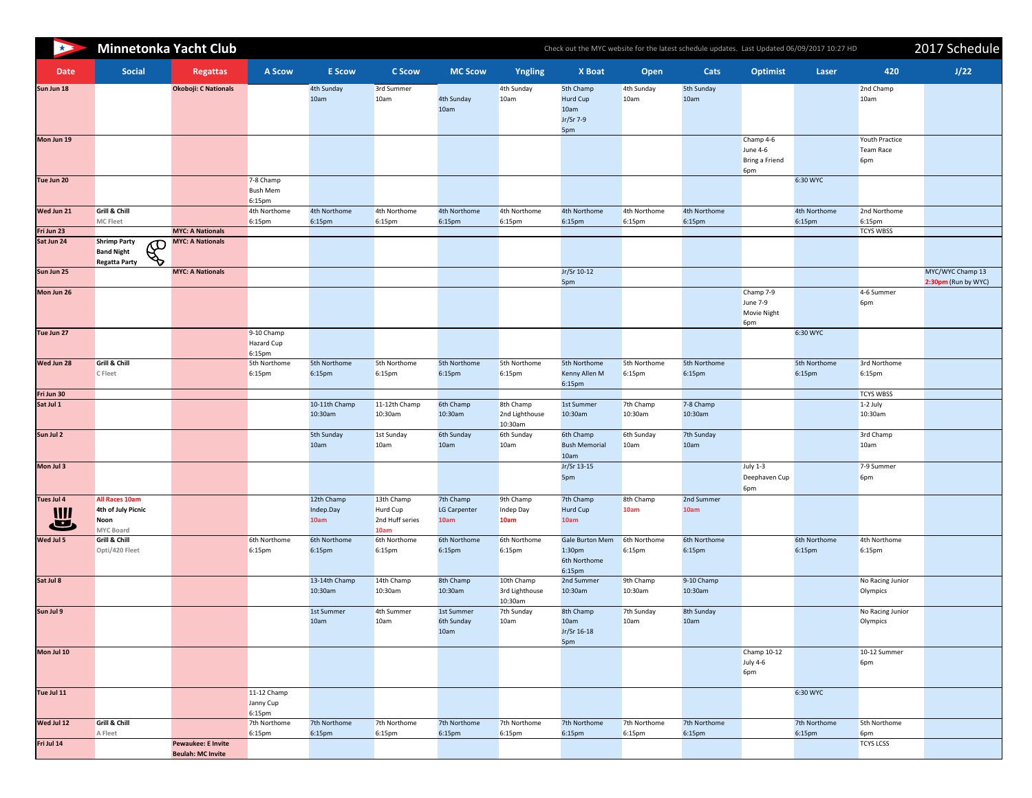# Minnetonka Yacht Club

Check out the MYC website for the latest schedule updates. Last Updated 06/09/2017 10:27 HD

## 2017 Schedule

| Date | Social | Regattas | A Scow | E Scow | C Scow | MC Scow | Yngling | X Boat | Open | Cats | Optimist | Laser | 420 | J/22 |
|---|---|---|---|---|---|---|---|---|---|---|---|---|---|---|
| **Sun Jun 18** | | **Okoboji: C Nationals** | | 4th Sunday 10am | 3rd Summer 10am | 4th Sunday 10am | 4th Sunday 10am | 5th Champ Hurd Cup 10am Jr/Sr 7-9 5pm | 4th Sunday 10am | 5th Sunday 10am | | | 2nd Champ 10am | |
| **Mon Jun 19** | | | | | | | | | | | Champ 4-6 June 4-6 Bring a Friend 6pm | | Youth Practice Team Race 6pm | |
| **Tue Jun 20** | | | 7-8 Champ Bush Mem 6:15pm | | | | | | | | | 6:30 WYC | | |
| **Wed Jun 21** | **Grill & Chill** MC Fleet | | 4th Northome 6:15pm | 4th Northome 6:15pm | 4th Northome 6:15pm | 4th Northome 6:15pm | 4th Northome 6:15pm | 4th Northome 6:15pm | 4th Northome 6:15pm | 4th Northome 6:15pm | | 4th Northome 6:15pm | 2nd Northome 6:15pm | |
| **Fri Jun 23** | | **MYC: A Nationals** | | | | | | | | | | | TCYS WBSS | |
| **Sat Jun 24** | **Shrimp Party Band Night Regatta Party** | **MYC: A Nationals** | | | | | | | | | | | | |
| **Sun Jun 25** | | **MYC: A Nationals** | | | | | | Jr/Sr 10-12 5pm | | | | | | MYC/WYC Champ 13 2:30pm (Run by WYC) |
| **Mon Jun 26** | | | | | | | | | | | Champ 7-9 June 7-9 Movie Night 6pm | | 4-6 Summer 6pm | |
| **Tue Jun 27** | | | 9-10 Champ Hazard Cup 6:15pm | | | | | | | | | 6:30 WYC | | |
| **Wed Jun 28** | **Grill & Chill** C Fleet | | 5th Northome 6:15pm | 5th Northome 6:15pm | 5th Northome 6:15pm | 5th Northome 6:15pm | 5th Northome 6:15pm | 5th Northome Kenny Allen M 6:15pm | 5th Northome 6:15pm | 5th Northome 6:15pm | | 5th Northome 6:15pm | 3rd Northome 6:15pm | |
| **Fri Jun 30** | | | | | | | | | | | | | TCYS WBSS | |
| **Sat Jul 1** | | | | 10-11th Champ 10:30am | 11-12th Champ 10:30am | 6th Champ 10:30am | 8th Champ 2nd Lighthouse 10:30am | 1st Summer 10:30am | 7th Champ 10:30am | 7-8 Champ 10:30am | | | 1-2 July 10:30am | |
| **Sun Jul 2** | | | | 5th Sunday 10am | 1st Sunday 10am | 6th Sunday 10am | 6th Sunday 10am | 6th Champ Bush Memorial 10am | 6th Sunday 10am | 7th Sunday 10am | | | 3rd Champ 10am | |
| **Mon Jul 3** | | | | | | | | Jr/Sr 13-15 5pm | | | July 1-3 Deephaven Cup 6pm | | 7-9 Summer 6pm | |
| **Tues Jul 4** | All Races 10am **4th of July Picnic Noon** MYC Board | | | 12th Champ Indep.Day 10am | 13th Champ Hurd Cup 2nd Huff series 10am | 7th Champ LG Carpenter 10am | 9th Champ Indep Day 10am | 7th Champ Hurd Cup 10am | 8th Champ 10am | 2nd Summer 10am | | | | |
| **Wed Jul 5** | **Grill & Chill** Opti/420 Fleet | | 6th Northome 6:15pm | 6th Northome 6:15pm | 6th Northome 6:15pm | 6th Northome 6:15pm | 6th Northome 6:15pm | Gale Burton Mem 1:30pm 6th Northome 6:15pm | 6th Northome 6:15pm | 6th Northome 6:15pm | | 6th Northome 6:15pm | 4th Northome 6:15pm | |
| **Sat Jul 8** | | | | 13-14th Champ 10:30am | 14th Champ 10:30am | 8th Champ 10:30am | 10th Champ 3rd Lighthouse 10:30am | 2nd Summer 10:30am | 9th Champ 10:30am | 9-10 Champ 10:30am | | | No Racing Junior Olympics | |
| **Sun Jul 9** | | | | 1st Summer 10am | 4th Summer 10am | 1st Summer 6th Sunday 10am | 7th Sunday 10am | 8th Champ 10am Jr/Sr 16-18 5pm | 7th Sunday 10am | 8th Sunday 10am | | | No Racing Junior Olympics | |
| **Mon Jul 10** | | | | | | | | | | | Champ 10-12 July 4-6 6pm | | 10-12 Summer 6pm | |
| **Tue Jul 11** | | | 11-12 Champ Janny Cup 6:15pm | | | | | | | | | 6:30 WYC | | |
| **Wed Jul 12** | **Grill & Chill** A Fleet | | 7th Northome 6:15pm | 7th Northome 6:15pm | 7th Northome 6:15pm | 7th Northome 6:15pm | 7th Northome 6:15pm | 7th Northome 6:15pm | 7th Northome 6:15pm | 7th Northome 6:15pm | | 7th Northome 6:15pm | 5th Northome 6pm | |
| **Fri Jul 14** | | **Pewaukee: E Invite Beulah: MC Invite** | | | | | | | | | | | TCYS LCSS | |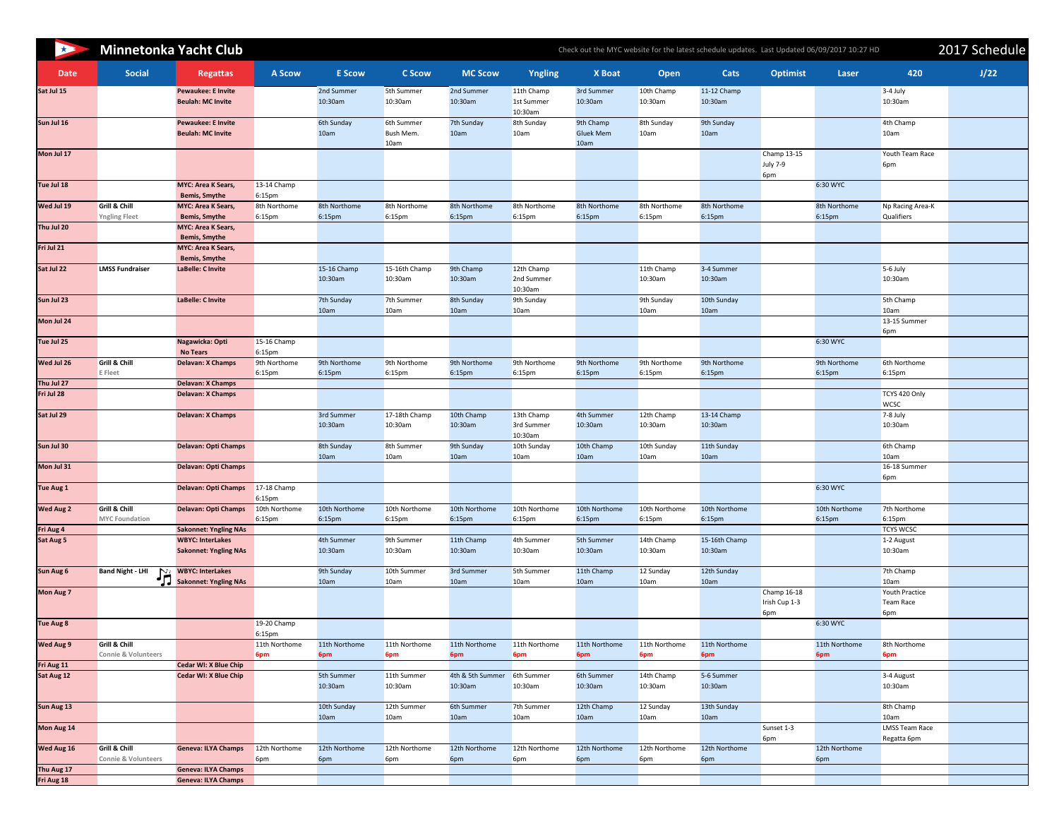# Minnetonka Yacht Club — 2017 Schedule

Check out the MYC website for the latest schedule updates. Last Updated 06/09/2017 10:27 HD

| Date | Social | Regattas | A Scow | E Scow | C Scow | MC Scow | Yngling | X Boat | Open | Cats | Optimist | Laser | 420 | J/22 |
|---|---|---|---|---|---|---|---|---|---|---|---|---|---|---|
| **Sat Jul 15** | | **Pewaukee: E Invite** **Beulah: MC Invite** | | 2nd Summer 10:30am | 5th Summer 10:30am | 2nd Summer 10:30am | 11th Champ 1st Summer 10:30am | 3rd Summer 10:30am | 10th Champ 10:30am | 11-12 Champ 10:30am | | | 3-4 July 10:30am | |
| **Sun Jul 16** | | **Pewaukee: E Invite** **Beulah: MC Invite** | | 6th Sunday 10am | 6th Summer Bush Mem. 10am | 7th Sunday 10am | 8th Sunday 10am | 9th Champ Gluek Mem 10am | 8th Sunday 10am | 9th Sunday 10am | | | 4th Champ 10am | |
| **Mon Jul 17** | | | | | | | | | | | Champ 13-15 July 7-9 6pm | | Youth Team Race 6pm | |
| **Tue Jul 18** | | **MYC: Area K Sears, Bemis, Smythe** | 13-14 Champ 6:15pm | | | | | | | | | 6:30 WYC | | |
| **Wed Jul 19** | **Grill & Chill** Yngling Fleet | **MYC: Area K Sears, Bemis, Smythe** | 8th Northome 6:15pm | 8th Northome 6:15pm | 8th Northome 6:15pm | 8th Northome 6:15pm | 8th Northome 6:15pm | 8th Northome 6:15pm | 8th Northome 6:15pm | 8th Northome 6:15pm | | 8th Northome 6:15pm | Np Racing Area-K Qualifiers | |
| **Thu Jul 20** | | **MYC: Area K Sears, Bemis, Smythe** | | | | | | | | | | | | |
| **Fri Jul 21** | | **MYC: Area K Sears, Bemis, Smythe** | | | | | | | | | | | | |
| **Sat Jul 22** | **LMSS Fundraiser** | **LaBelle: C Invite** | | 15-16 Champ 10:30am | 15-16th Champ 10:30am | 9th Champ 10:30am | 12th Champ 2nd Summer 10:30am | | 11th Champ 10:30am | 3-4 Summer 10:30am | | | 5-6 July 10:30am | |
| **Sun Jul 23** | | **LaBelle: C Invite** | | 7th Sunday 10am | 7th Summer 10am | 8th Sunday 10am | 9th Sunday 10am | | 9th Sunday 10am | 10th Sunday 10am | | | 5th Champ 10am | |
| **Mon Jul 24** | | | | | | | | | | | | | 13-15 Summer 6pm | |
| **Tue Jul 25** | | **Nagawicka: Opti No Tears** | 15-16 Champ 6:15pm | | | | | | | | | 6:30 WYC | | |
| **Wed Jul 26** | **Grill & Chill** E Fleet | **Delavan: X Champs** | 9th Northome 6:15pm | 9th Northome 6:15pm | 9th Northome 6:15pm | 9th Northome 6:15pm | 9th Northome 6:15pm | 9th Northome 6:15pm | 9th Northome 6:15pm | 9th Northome 6:15pm | | 9th Northome 6:15pm | 6th Northome 6:15pm | |
| **Thu Jul 27** | | **Delavan: X Champs** | | | | | | | | | | | | |
| **Fri Jul 28** | | **Delavan: X Champs** | | | | | | | | | | | TCYS 420 Only WCSC | |
| **Sat Jul 29** | | **Delavan: X Champs** | | 3rd Summer 10:30am | 17-18th Champ 10:30am | 10th Champ 10:30am | 13th Champ 3rd Summer 10:30am | 4th Summer 10:30am | 12th Champ 10:30am | 13-14 Champ 10:30am | | | 7-8 July 10:30am | |
| **Sun Jul 30** | | **Delavan: Opti Champs** | | 8th Sunday 10am | 8th Summer 10am | 9th Sunday 10am | 10th Sunday 10am | 10th Champ 10am | 10th Sunday 10am | 11th Sunday 10am | | | 6th Champ 10am | |
| **Mon Jul 31** | | **Delavan: Opti Champs** | | | | | | | | | | | 16-18 Summer 6pm | |
| **Tue Aug 1** | | **Delavan: Opti Champs** | 17-18 Champ 6:15pm | | | | | | | | | 6:30 WYC | | |
| **Wed Aug 2** | **Grill & Chill** MYC Foundation | **Delavan: Opti Champs** | 10th Northome 6:15pm | 10th Northome 6:15pm | 10th Northome 6:15pm | 10th Northome 6:15pm | 10th Northome 6:15pm | 10th Northome 6:15pm | 10th Northome 6:15pm | 10th Northome 6:15pm | | 10th Northome 6:15pm | 7th Northome 6:15pm | |
| **Fri Aug 4** | | **Sakonnet: Yngling NAs** | | | | | | | | | | | TCYS WCSC | |
| **Sat Aug 5** | | **WBYC: InterLakes** **Sakonnet: Yngling NAs** | | 4th Summer 10:30am | 9th Summer 10:30am | 11th Champ 10:30am | 4th Summer 10:30am | 5th Summer 10:30am | 14th Champ 10:30am | 15-16th Champ 10:30am | | | 1-2 August 10:30am | |
| **Sun Aug 6** | **Band Night - LHI** | **WBYC: InterLakes** **Sakonnet: Yngling NAs** | | 9th Sunday 10am | 10th Summer 10am | 3rd Summer 10am | 5th Summer 10am | 11th Champ 10am | 12 Sunday 10am | 12th Sunday 10am | | | 7th Champ 10am | |
| **Mon Aug 7** | | | | | | | | | | | Champ 16-18 Irish Cup 1-3 6pm | | Youth Practice Team Race 6pm | |
| **Tue Aug 8** | | | 19-20 Champ 6:15pm | | | | | | | | | 6:30 WYC | | |
| **Wed Aug 9** | **Grill & Chill** Connie & Volunteers | | 11th Northome **6pm** | 11th Northome **6pm** | 11th Northome **6pm** | 11th Northome **6pm** | 11th Northome **6pm** | 11th Northome **6pm** | 11th Northome **6pm** | 11th Northome **6pm** | | 11th Northome **6pm** | 8th Northome **6pm** | |
| **Fri Aug 11** | | **Cedar WI: X Blue Chip** | | | | | | | | | | | | |
| **Sat Aug 12** | | **Cedar WI: X Blue Chip** | | 5th Summer 10:30am | 11th Summer 10:30am | 4th & 5th Summer 10:30am | 6th Summer 10:30am | 6th Summer 10:30am | 14th Champ 10:30am | 5-6 Summer 10:30am | | | 3-4 August 10:30am | |
| **Sun Aug 13** | | | | 10th Sunday 10am | 12th Summer 10am | 6th Summer 10am | 7th Summer 10am | 12th Champ 10am | 12 Sunday 10am | 13th Sunday 10am | | | 8th Champ 10am | |
| **Mon Aug 14** | | | | | | | | | | | Sunset 1-3 6pm | | LMSS Team Race Regatta 6pm | |
| **Wed Aug 16** | **Grill & Chill** Connie & Volunteers | **Geneva: ILYA Champs** | 12th Northome 6pm | 12th Northome 6pm | 12th Northome 6pm | 12th Northome 6pm | 12th Northome 6pm | 12th Northome 6pm | 12th Northome 6pm | 12th Northome 6pm | | 12th Northome 6pm | | |
| **Thu Aug 17** | | **Geneva: ILYA Champs** | | | | | | | | | | | | |
| **Fri Aug 18** | | **Geneva: ILYA Champs** | | | | | | | | | | | | |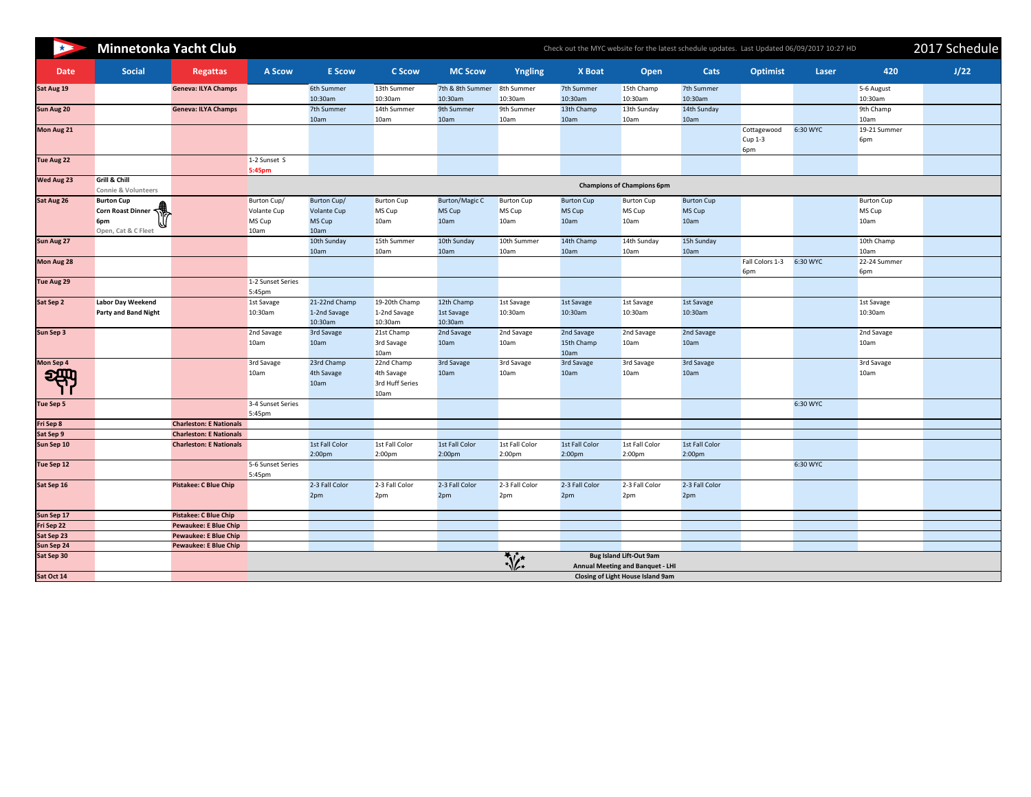# Minnetonka Yacht Club

Check out the MYC website for the latest schedule updates. Last Updated 06/09/2017 10:27 HD

2017 Schedule

| Date | Social | Regattas | A Scow | E Scow | C Scow | MC Scow | Yngling | X Boat | Open | Cats | Optimist | Laser | 420 | J/22 |
|---|---|---|---|---|---|---|---|---|---|---|---|---|---|---|
| Sat Aug 19 | | Geneva: ILYA Champs | | 6th Summer 10:30am | 13th Summer 10:30am | 7th & 8th Summer 10:30am | 8th Summer 10:30am | 7th Summer 10:30am | 15th Champ 10:30am | 7th Summer 10:30am | | | 5-6 August 10:30am | |
| Sun Aug 20 | | Geneva: ILYA Champs | | 7th Summer 10am | 14th Summer 10am | 9th Summer 10am | 9th Summer 10am | 13th Champ 10am | 13th Sunday 10am | 14th Sunday 10am | | | 9th Champ 10am | |
| Mon Aug 21 | | | | | | | | | | | Cottagewood Cup 1-3 6pm | 6:30 WYC | 19-21 Summer 6pm | |
| Tue Aug 22 | | | 1-2 Sunset S 5:45pm | | | | | | | | | | | |
| Wed Aug 23 | Grill & Chill Connie & Volunteers | | Champions of Champions 6pm | | | | | | | | | | | |
| Sat Aug 26 | Burton Cup Corn Roast Dinner 6pm Open, Cat & C Fleet | | Burton Cup/ Volante Cup MS Cup 10am | Burton Cup/ Volante Cup MS Cup 10am | Burton Cup MS Cup 10am | Burton/Magic C MS Cup 10am | Burton Cup MS Cup 10am | Burton Cup MS Cup 10am | Burton Cup MS Cup 10am | Burton Cup MS Cup 10am | | | Burton Cup MS Cup 10am | |
| Sun Aug 27 | | | | 10th Sunday 10am | 15th Summer 10am | 10th Sunday 10am | 10th Summer 10am | 14th Champ 10am | 14th Sunday 10am | 15h Sunday 10am | | | 10th Champ 10am | |
| Mon Aug 28 | | | | | | | | | | | Fall Colors 1-3 6pm | 6:30 WYC | 22-24 Summer 6pm | |
| Tue Aug 29 | | | 1-2 Sunset Series 5:45pm | | | | | | | | | | | |
| Sat Sep 2 | Labor Day Weekend Party and Band Night | | 1st Savage 10:30am | 21-22nd Champ 1-2nd Savage 10:30am | 19-20th Champ 1-2nd Savage 10:30am | 12th Champ 1st Savage 10:30am | 1st Savage 10:30am | 1st Savage 10:30am | 1st Savage 10:30am | 1st Savage 10:30am | | | 1st Savage 10:30am | |
| Sun Sep 3 | | | 2nd Savage 10am | 3rd Savage 10am | 21st Champ 3rd Savage 10am | 2nd Savage 10am | 2nd Savage 10am | 2nd Savage 15th Champ 10am | 2nd Savage 10am | 2nd Savage 10am | | | 2nd Savage 10am | |
| Mon Sep 4 | | | 3rd Savage 10am | 23rd Champ 4th Savage 10am | 22nd Champ 4th Savage 3rd Huff Series 10am | 3rd Savage 10am | 3rd Savage 10am | 3rd Savage 10am | 3rd Savage 10am | 3rd Savage 10am | | | 3rd Savage 10am | |
| Tue Sep 5 | | | 3-4 Sunset Series 5:45pm | | | | | | | | | 6:30 WYC | | |
| Fri Sep 8 | | Charleston: E Nationals | | | | | | | | | | | | |
| Sat Sep 9 | | Charleston: E Nationals | | | | | | | | | | | | |
| Sun Sep 10 | | Charleston: E Nationals | | 1st Fall Color 2:00pm | 1st Fall Color 2:00pm | 1st Fall Color 2:00pm | 1st Fall Color 2:00pm | 1st Fall Color 2:00pm | 1st Fall Color 2:00pm | 1st Fall Color 2:00pm | | | | |
| Tue Sep 12 | | | 5-6 Sunset Series 5:45pm | | | | | | | | | 6:30 WYC | | |
| Sat Sep 16 | | Pistakee: C Blue Chip | | 2-3 Fall Color 2pm | 2-3 Fall Color 2pm | 2-3 Fall Color 2pm | 2-3 Fall Color 2pm | 2-3 Fall Color 2pm | 2-3 Fall Color 2pm | 2-3 Fall Color 2pm | | | | |
| Sun Sep 17 | | Pistakee: C Blue Chip | | | | | | | | | | | | |
| Fri Sep 22 | | Pewaukee: E Blue Chip | | | | | | | | | | | | |
| Sat Sep 23 | | Pewaukee: E Blue Chip | | | | | | | | | | | | |
| Sun Sep 24 | | Pewaukee: E Blue Chip | | | | | | | | | | | | |
| Sat Sep 30 | | | Bug Island Lift-Out 9am Annual Meeting and Banquet - LHI | | | | | | | | | | | |
| Sat Oct 14 | | | Closing of Light House Island 9am | | | | | | | | | | | |